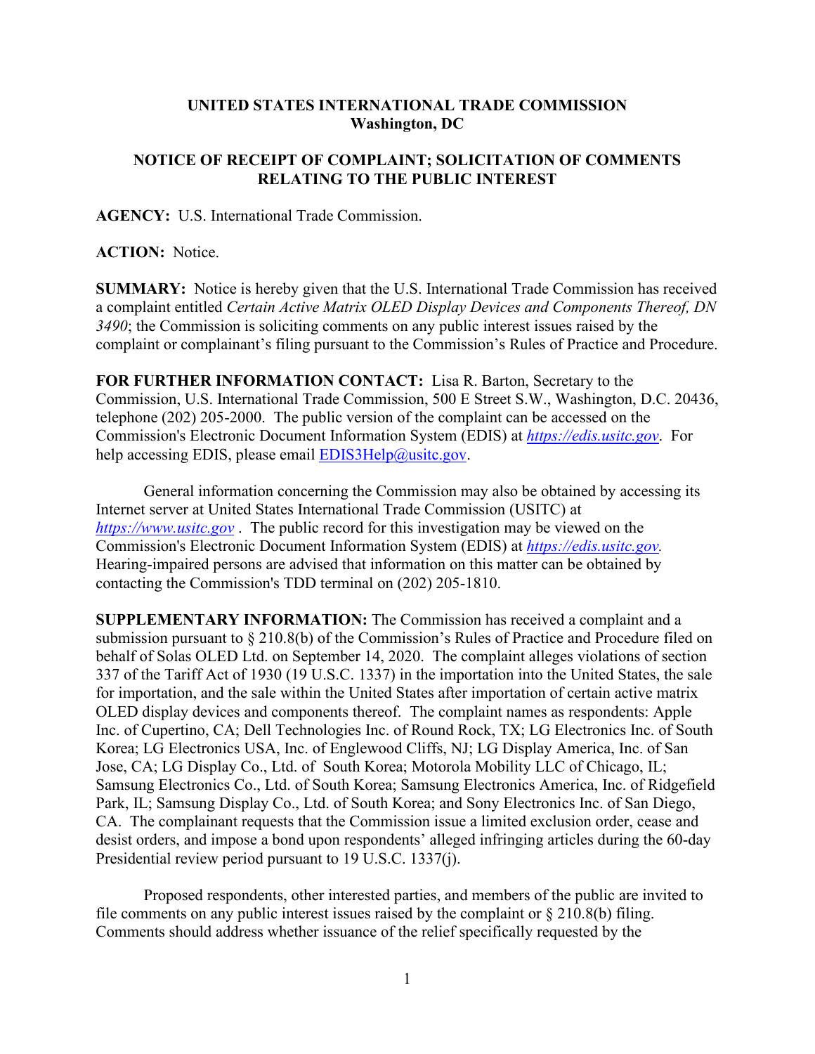**UNITED STATES INTERNATIONAL TRADE COMMISSION**
**Washington, DC**

**NOTICE OF RECEIPT OF COMPLAINT; SOLICITATION OF COMMENTS RELATING TO THE PUBLIC INTEREST**

**AGENCY:** U.S. International Trade Commission.

**ACTION:** Notice.

**SUMMARY:** Notice is hereby given that the U.S. International Trade Commission has received a complaint entitled *Certain Active Matrix OLED Display Devices and Components Thereof, DN 3490*; the Commission is soliciting comments on any public interest issues raised by the complaint or complainant's filing pursuant to the Commission's Rules of Practice and Procedure.

**FOR FURTHER INFORMATION CONTACT:** Lisa R. Barton, Secretary to the Commission, U.S. International Trade Commission, 500 E Street S.W., Washington, D.C. 20436, telephone (202) 205-2000. The public version of the complaint can be accessed on the Commission's Electronic Document Information System (EDIS) at *https://edis.usitc.gov*. For help accessing EDIS, please email EDIS3Help@usitc.gov.

General information concerning the Commission may also be obtained by accessing its Internet server at United States International Trade Commission (USITC) at *https://www.usitc.gov* . The public record for this investigation may be viewed on the Commission's Electronic Document Information System (EDIS) at *https://edis.usitc.gov.* Hearing-impaired persons are advised that information on this matter can be obtained by contacting the Commission's TDD terminal on (202) 205-1810.

**SUPPLEMENTARY INFORMATION:** The Commission has received a complaint and a submission pursuant to § 210.8(b) of the Commission's Rules of Practice and Procedure filed on behalf of Solas OLED Ltd. on September 14, 2020. The complaint alleges violations of section 337 of the Tariff Act of 1930 (19 U.S.C. 1337) in the importation into the United States, the sale for importation, and the sale within the United States after importation of certain active matrix OLED display devices and components thereof. The complaint names as respondents: Apple Inc. of Cupertino, CA; Dell Technologies Inc. of Round Rock, TX; LG Electronics Inc. of South Korea; LG Electronics USA, Inc. of Englewood Cliffs, NJ; LG Display America, Inc. of San Jose, CA; LG Display Co., Ltd. of South Korea; Motorola Mobility LLC of Chicago, IL; Samsung Electronics Co., Ltd. of South Korea; Samsung Electronics America, Inc. of Ridgefield Park, IL; Samsung Display Co., Ltd. of South Korea; and Sony Electronics Inc. of San Diego, CA. The complainant requests that the Commission issue a limited exclusion order, cease and desist orders, and impose a bond upon respondents' alleged infringing articles during the 60-day Presidential review period pursuant to 19 U.S.C. 1337(j).

Proposed respondents, other interested parties, and members of the public are invited to file comments on any public interest issues raised by the complaint or § 210.8(b) filing. Comments should address whether issuance of the relief specifically requested by the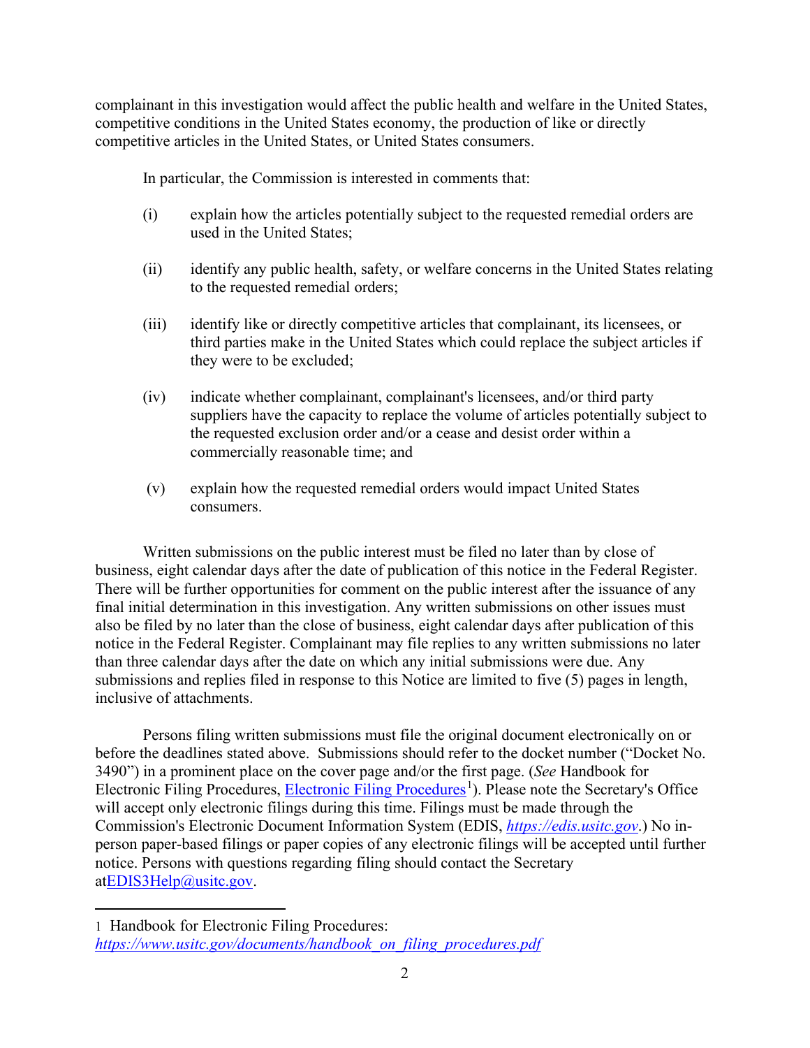complainant in this investigation would affect the public health and welfare in the United States, competitive conditions in the United States economy, the production of like or directly competitive articles in the United States, or United States consumers.

In particular, the Commission is interested in comments that:

(i) explain how the articles potentially subject to the requested remedial orders are used in the United States;

(ii) identify any public health, safety, or welfare concerns in the United States relating to the requested remedial orders;

(iii) identify like or directly competitive articles that complainant, its licensees, or third parties make in the United States which could replace the subject articles if they were to be excluded;

(iv) indicate whether complainant, complainant's licensees, and/or third party suppliers have the capacity to replace the volume of articles potentially subject to the requested exclusion order and/or a cease and desist order within a commercially reasonable time; and

(v) explain how the requested remedial orders would impact United States consumers.

Written submissions on the public interest must be filed no later than by close of business, eight calendar days after the date of publication of this notice in the Federal Register. There will be further opportunities for comment on the public interest after the issuance of any final initial determination in this investigation. Any written submissions on other issues must also be filed by no later than the close of business, eight calendar days after publication of this notice in the Federal Register. Complainant may file replies to any written submissions no later than three calendar days after the date on which any initial submissions were due. Any submissions and replies filed in response to this Notice are limited to five (5) pages in length, inclusive of attachments.

Persons filing written submissions must file the original document electronically on or before the deadlines stated above. Submissions should refer to the docket number ("Docket No. 3490") in a prominent place on the cover page and/or the first page. (*See* Handbook for Electronic Filing Procedures, Electronic Filing Procedures[1]). Please note the Secretary's Office will accept only electronic filings during this time. Filings must be made through the Commission's Electronic Document Information System (EDIS, *https://edis.usitc.gov*.) No in-person paper-based filings or paper copies of any electronic filings will be accepted until further notice. Persons with questions regarding filing should contact the Secretary atEDIS3Help@usitc.gov.

---

1 Handbook for Electronic Filing Procedures: *https://www.usitc.gov/documents/handbook_on_filing_procedures.pdf*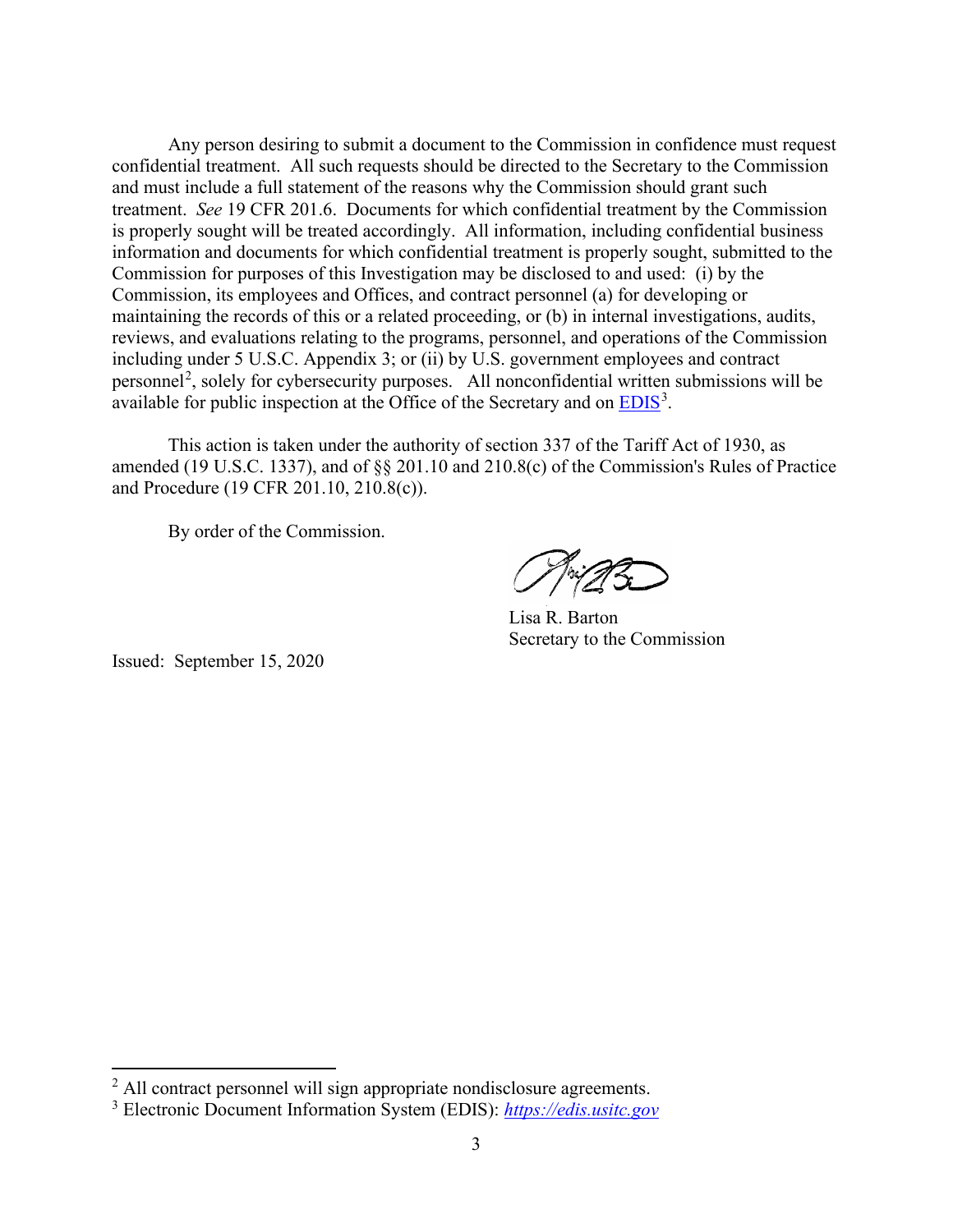Any person desiring to submit a document to the Commission in confidence must request confidential treatment. All such requests should be directed to the Secretary to the Commission and must include a full statement of the reasons why the Commission should grant such treatment. *See* 19 CFR 201.6. Documents for which confidential treatment by the Commission is properly sought will be treated accordingly. All information, including confidential business information and documents for which confidential treatment is properly sought, submitted to the Commission for purposes of this Investigation may be disclosed to and used: (i) by the Commission, its employees and Offices, and contract personnel (a) for developing or maintaining the records of this or a related proceeding, or (b) in internal investigations, audits, reviews, and evaluations relating to the programs, personnel, and operations of the Commission including under 5 U.S.C. Appendix 3; or (ii) by U.S. government employees and contract personnel[2], solely for cybersecurity purposes. All nonconfidential written submissions will be available for public inspection at the Office of the Secretary and on EDIS[3].

This action is taken under the authority of section 337 of the Tariff Act of 1930, as amended (19 U.S.C. 1337), and of §§ 201.10 and 210.8(c) of the Commission's Rules of Practice and Procedure (19 CFR 201.10, 210.8(c)).

By order of the Commission.

Lisa R. Barton
Secretary to the Commission

Issued: September 15, 2020

---

[2] All contract personnel will sign appropriate nondisclosure agreements.

[3] Electronic Document Information System (EDIS): *https://edis.usitc.gov*